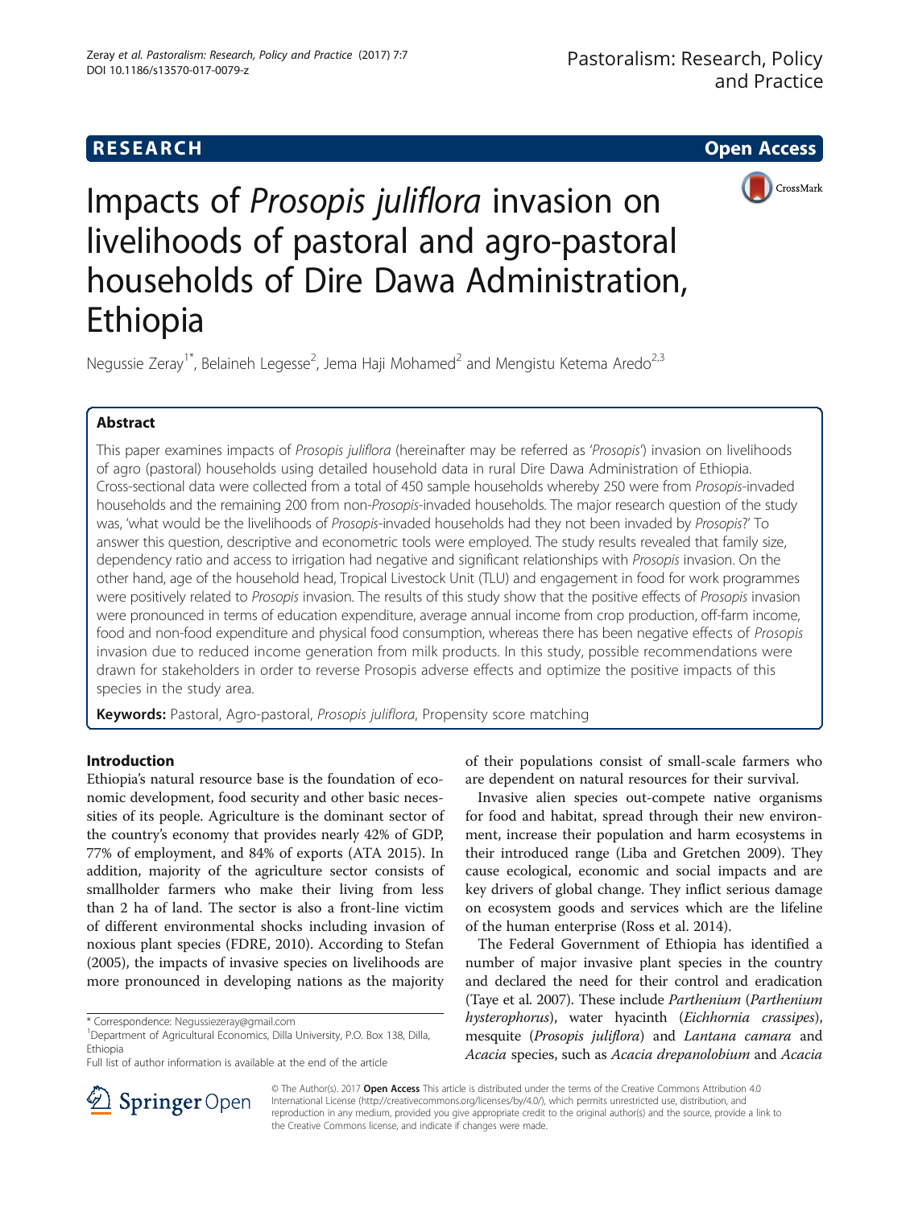**RESEARCH** **Open Access**

# Impacts of *Prosopis juliflora* invasion on livelihoods of pastoral and agro-pastoral households of Dire Dawa Administration, Ethiopia

Negussie Zeray[1*], Belaineh Legesse[2], Jema Haji Mohamed[2] and Mengistu Ketema Aredo[2,3]

## Abstract

This paper examines impacts of *Prosopis juliflora* (hereinafter may be referred as '*Prosopis*') invasion on livelihoods of agro (pastoral) households using detailed household data in rural Dire Dawa Administration of Ethiopia. Cross-sectional data were collected from a total of 450 sample households whereby 250 were from *Prosopis*-invaded households and the remaining 200 from non-*Prosopis*-invaded households. The major research question of the study was, 'what would be the livelihoods of *Prosopis*-invaded households had they not been invaded by *Prosopis*?' To answer this question, descriptive and econometric tools were employed. The study results revealed that family size, dependency ratio and access to irrigation had negative and significant relationships with *Prosopis* invasion. On the other hand, age of the household head, Tropical Livestock Unit (TLU) and engagement in food for work programmes were positively related to *Prosopis* invasion. The results of this study show that the positive effects of *Prosopis* invasion were pronounced in terms of education expenditure, average annual income from crop production, off-farm income, food and non-food expenditure and physical food consumption, whereas there has been negative effects of *Prosopis* invasion due to reduced income generation from milk products. In this study, possible recommendations were drawn for stakeholders in order to reverse Prosopis adverse effects and optimize the positive impacts of this species in the study area.

**Keywords:** Pastoral, Agro-pastoral, *Prosopis juliflora*, Propensity score matching

## Introduction

Ethiopia's natural resource base is the foundation of economic development, food security and other basic necessities of its people. Agriculture is the dominant sector of the country's economy that provides nearly 42% of GDP, 77% of employment, and 84% of exports (ATA 2015). In addition, majority of the agriculture sector consists of smallholder farmers who make their living from less than 2 ha of land. The sector is also a front-line victim of different environmental shocks including invasion of noxious plant species (FDRE, 2010). According to Stefan (2005), the impacts of invasive species on livelihoods are more pronounced in developing nations as the majority of their populations consist of small-scale farmers who are dependent on natural resources for their survival.

Invasive alien species out-compete native organisms for food and habitat, spread through their new environment, increase their population and harm ecosystems in their introduced range (Liba and Gretchen 2009). They cause ecological, economic and social impacts and are key drivers of global change. They inflict serious damage on ecosystem goods and services which are the lifeline of the human enterprise (Ross et al. 2014).

The Federal Government of Ethiopia has identified a number of major invasive plant species in the country and declared the need for their control and eradication (Taye et al. 2007). These include Parthenium (*Parthenium hysterophorus*), water hyacinth (*Eichhornia crassipes*), mesquite (*Prosopis juliflora*) and *Lantana camara* and *Acacia* species, such as *Acacia drepanolobium* and *Acacia*

\* Correspondence: Negussiezeray@gmail.com
[1]Department of Agricultural Economics, Dilla University, P.O. Box 138, Dilla, Ethiopia
Full list of author information is available at the end of the article

© The Author(s). 2017 **Open Access** This article is distributed under the terms of the Creative Commons Attribution 4.0 International License (http://creativecommons.org/licenses/by/4.0/), which permits unrestricted use, distribution, and reproduction in any medium, provided you give appropriate credit to the original author(s) and the source, provide a link to the Creative Commons license, and indicate if changes were made.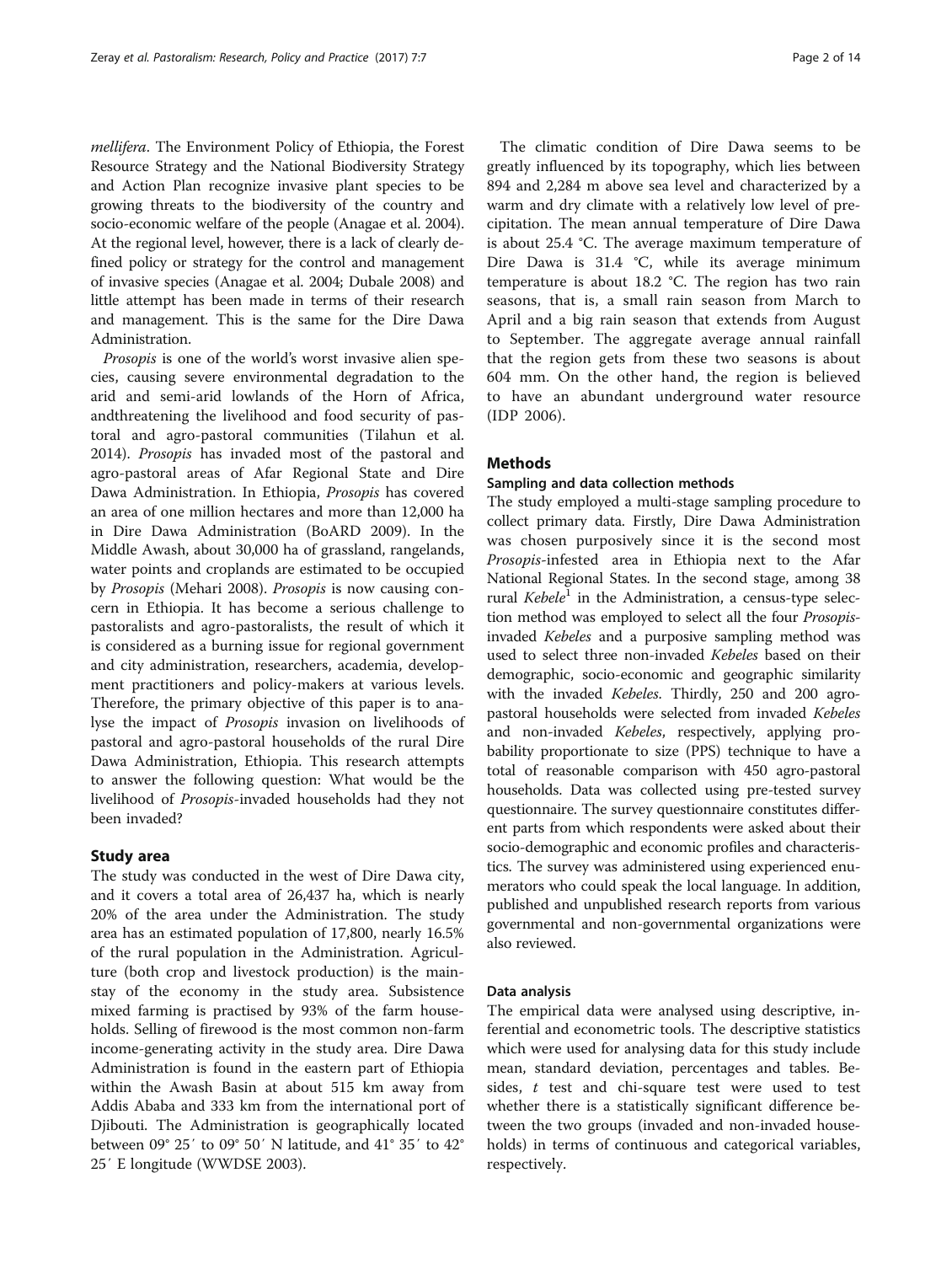*mellifera*. The Environment Policy of Ethiopia, the Forest Resource Strategy and the National Biodiversity Strategy and Action Plan recognize invasive plant species to be growing threats to the biodiversity of the country and socio-economic welfare of the people (Anagae et al. 2004). At the regional level, however, there is a lack of clearly defined policy or strategy for the control and management of invasive species (Anagae et al. 2004; Dubale 2008) and little attempt has been made in terms of their research and management. This is the same for the Dire Dawa Administration.

*Prosopis* is one of the world's worst invasive alien species, causing severe environmental degradation to the arid and semi-arid lowlands of the Horn of Africa, andthreatening the livelihood and food security of pastoral and agro-pastoral communities (Tilahun et al. 2014). *Prosopis* has invaded most of the pastoral and agro-pastoral areas of Afar Regional State and Dire Dawa Administration. In Ethiopia, *Prosopis* has covered an area of one million hectares and more than 12,000 ha in Dire Dawa Administration (BoARD 2009). In the Middle Awash, about 30,000 ha of grassland, rangelands, water points and croplands are estimated to be occupied by *Prosopis* (Mehari 2008). *Prosopis* is now causing concern in Ethiopia. It has become a serious challenge to pastoralists and agro-pastoralists, the result of which it is considered as a burning issue for regional government and city administration, researchers, academia, development practitioners and policy-makers at various levels. Therefore, the primary objective of this paper is to analyse the impact of *Prosopis* invasion on livelihoods of pastoral and agro-pastoral households of the rural Dire Dawa Administration, Ethiopia. This research attempts to answer the following question: What would be the livelihood of *Prosopis*-invaded households had they not been invaded?

## Study area

The study was conducted in the west of Dire Dawa city, and it covers a total area of 26,437 ha, which is nearly 20% of the area under the Administration. The study area has an estimated population of 17,800, nearly 16.5% of the rural population in the Administration. Agriculture (both crop and livestock production) is the mainstay of the economy in the study area. Subsistence mixed farming is practised by 93% of the farm households. Selling of firewood is the most common non-farm income-generating activity in the study area. Dire Dawa Administration is found in the eastern part of Ethiopia within the Awash Basin at about 515 km away from Addis Ababa and 333 km from the international port of Djibouti. The Administration is geographically located between 09° 25′ to 09° 50′ N latitude, and 41° 35′ to 42° 25′ E longitude (WWDSE 2003).

The climatic condition of Dire Dawa seems to be greatly influenced by its topography, which lies between 894 and 2,284 m above sea level and characterized by a warm and dry climate with a relatively low level of precipitation. The mean annual temperature of Dire Dawa is about 25.4 °C. The average maximum temperature of Dire Dawa is 31.4 °C, while its average minimum temperature is about 18.2 °C. The region has two rain seasons, that is, a small rain season from March to April and a big rain season that extends from August to September. The aggregate average annual rainfall that the region gets from these two seasons is about 604 mm. On the other hand, the region is believed to have an abundant underground water resource (IDP 2006).

## Methods

### Sampling and data collection methods

The study employed a multi-stage sampling procedure to collect primary data. Firstly, Dire Dawa Administration was chosen purposively since it is the second most *Prosopis*-infested area in Ethiopia next to the Afar National Regional States. In the second stage, among 38 rural *Kebele*[1] in the Administration, a census-type selection method was employed to select all the four *Prosopis*-invaded *Kebeles* and a purposive sampling method was used to select three non-invaded *Kebeles* based on their demographic, socio-economic and geographic similarity with the invaded *Kebeles.* Thirdly, 250 and 200 agro-pastoral households were selected from invaded *Kebeles* and non-invaded *Kebeles*, respectively, applying probability proportionate to size (PPS) technique to have a total of reasonable comparison with 450 agro-pastoral households. Data was collected using pre-tested survey questionnaire. The survey questionnaire constitutes different parts from which respondents were asked about their socio-demographic and economic profiles and characteristics. The survey was administered using experienced enumerators who could speak the local language. In addition, published and unpublished research reports from various governmental and non-governmental organizations were also reviewed.

### Data analysis

The empirical data were analysed using descriptive, inferential and econometric tools. The descriptive statistics which were used for analysing data for this study include mean, standard deviation, percentages and tables. Besides, *t* test and chi-square test were used to test whether there is a statistically significant difference between the two groups (invaded and non-invaded households) in terms of continuous and categorical variables, respectively.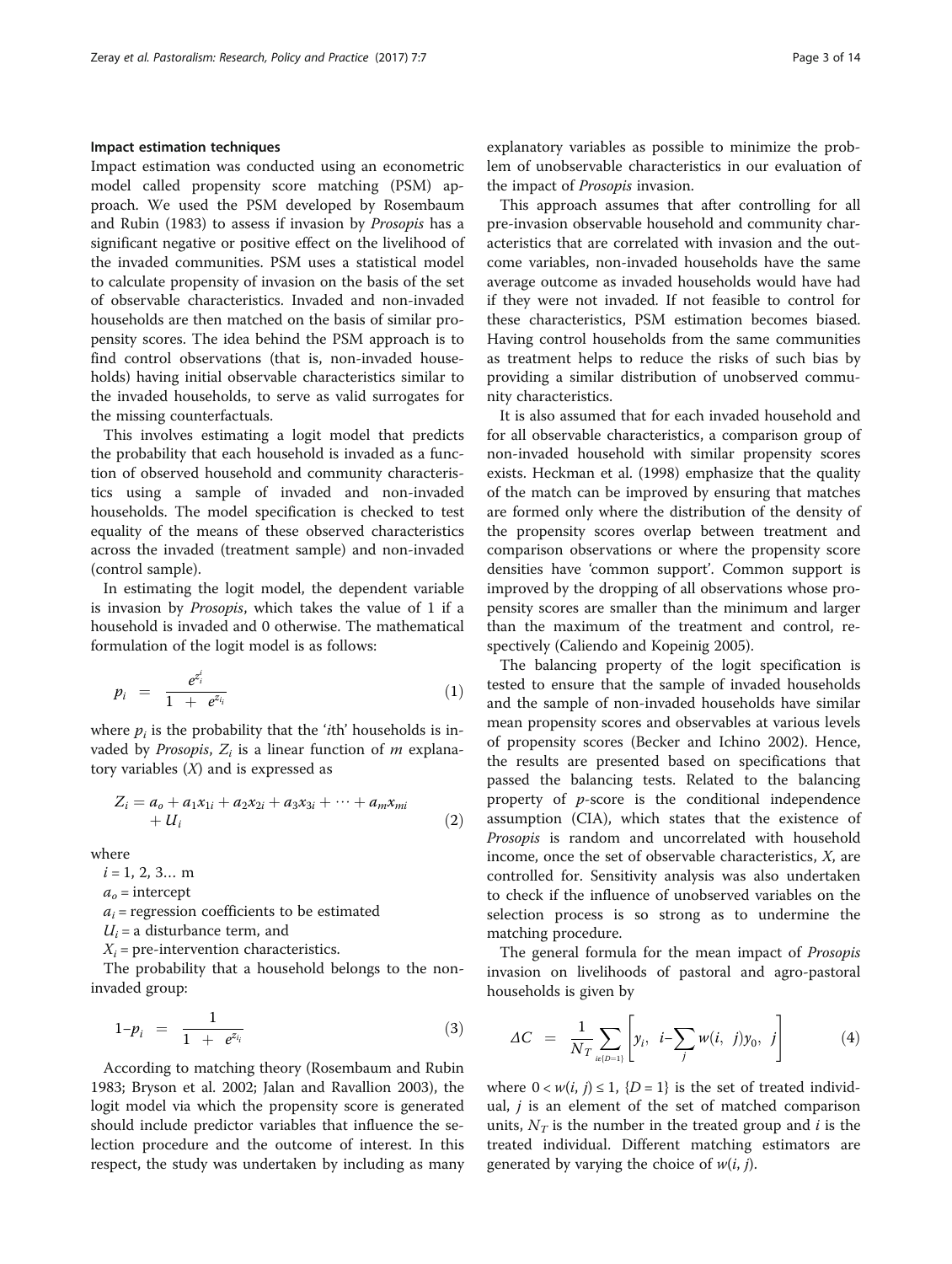### Impact estimation techniques

Impact estimation was conducted using an econometric model called propensity score matching (PSM) approach. We used the PSM developed by Rosembaum and Rubin (1983) to assess if invasion by *Prosopis* has a significant negative or positive effect on the livelihood of the invaded communities. PSM uses a statistical model to calculate propensity of invasion on the basis of the set of observable characteristics. Invaded and non-invaded households are then matched on the basis of similar propensity scores. The idea behind the PSM approach is to find control observations (that is, non-invaded households) having initial observable characteristics similar to the invaded households, to serve as valid surrogates for the missing counterfactuals.

This involves estimating a logit model that predicts the probability that each household is invaded as a function of observed household and community characteristics using a sample of invaded and non-invaded households. The model specification is checked to test equality of the means of these observed characteristics across the invaded (treatment sample) and non-invaded (control sample).

In estimating the logit model, the dependent variable is invasion by *Prosopis*, which takes the value of 1 if a household is invaded and 0 otherwise. The mathematical formulation of the logit model is as follows:

$$p_i = \frac{e^{z_i^i}}{1 + e^{z_{i_i}}} \quad (1)$$

where $p_i$ is the probability that the '*i*th' households is invaded by *Prosopis*, $Z_i$ is a linear function of *m* explanatory variables ($X$) and is expressed as

$$Z_i = a_o + a_1 x_{1i} + a_2 x_{2i} + a_3 x_{3i} + \cdots + a_m x_{mi} + U_i \quad (2)$$

where

$i = 1, 2, 3\ldots$ m

$a_o$ = intercept

$a_i$ = regression coefficients to be estimated

$U_i$ = a disturbance term, and

$X_i$ = pre-intervention characteristics.

The probability that a household belongs to the non-invaded group:

$$1 - p_i = \frac{1}{1 + e^{z_{i_i}}} \quad (3)$$

According to matching theory (Rosembaum and Rubin 1983; Bryson et al. 2002; Jalan and Ravallion 2003), the logit model via which the propensity score is generated should include predictor variables that influence the selection procedure and the outcome of interest. In this respect, the study was undertaken by including as many explanatory variables as possible to minimize the problem of unobservable characteristics in our evaluation of the impact of *Prosopis* invasion.

This approach assumes that after controlling for all pre-invasion observable household and community characteristics that are correlated with invasion and the outcome variables, non-invaded households have the same average outcome as invaded households would have had if they were not invaded. If not feasible to control for these characteristics, PSM estimation becomes biased. Having control households from the same communities as treatment helps to reduce the risks of such bias by providing a similar distribution of unobserved community characteristics.

It is also assumed that for each invaded household and for all observable characteristics, a comparison group of non-invaded household with similar propensity scores exists. Heckman et al. (1998) emphasize that the quality of the match can be improved by ensuring that matches are formed only where the distribution of the density of the propensity scores overlap between treatment and comparison observations or where the propensity score densities have 'common support'. Common support is improved by the dropping of all observations whose propensity scores are smaller than the minimum and larger than the maximum of the treatment and control, respectively (Caliendo and Kopeinig 2005).

The balancing property of the logit specification is tested to ensure that the sample of invaded households and the sample of non-invaded households have similar mean propensity scores and observables at various levels of propensity scores (Becker and Ichino 2002). Hence, the results are presented based on specifications that passed the balancing tests. Related to the balancing property of *p*-score is the conditional independence assumption (CIA), which states that the existence of *Prosopis* is random and uncorrelated with household income, once the set of observable characteristics, *X*, are controlled for. Sensitivity analysis was also undertaken to check if the influence of unobserved variables on the selection process is so strong as to undermine the matching procedure.

The general formula for the mean impact of *Prosopis* invasion on livelihoods of pastoral and agro-pastoral households is given by

$$\Delta C = \frac{1}{N_T} \sum_{i\epsilon\{D=1\}} \left[ y_i, \ i - \sum_j w(i, \ j) y_0, \ j \right] \quad (4)$$

where $0 < w(i, j) \leq 1$, $\{D = 1\}$ is the set of treated individual, $j$ is an element of the set of matched comparison units, $N_T$ is the number in the treated group and $i$ is the treated individual. Different matching estimators are generated by varying the choice of $w(i, j)$.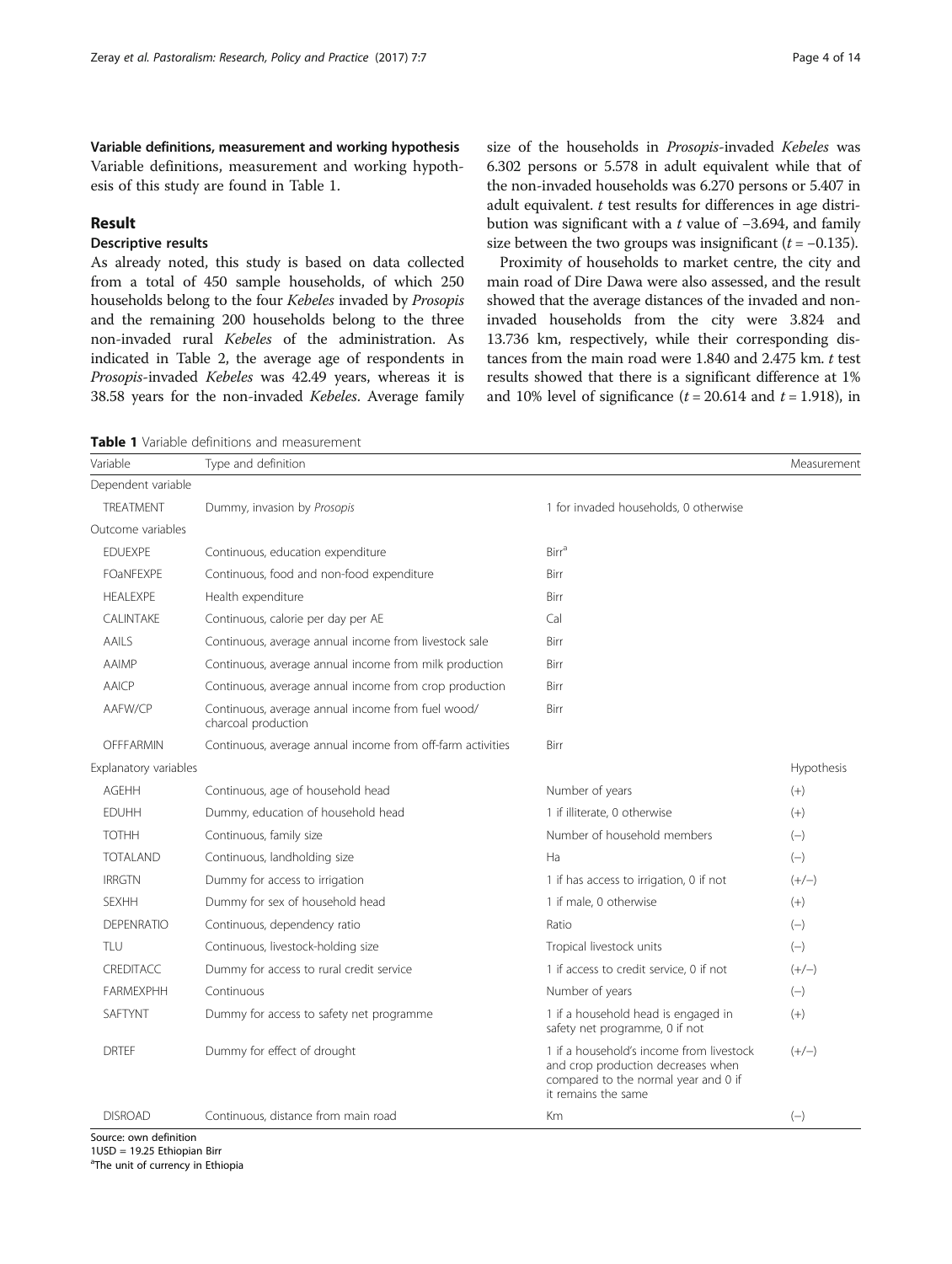### Variable definitions, measurement and working hypothesis

Variable definitions, measurement and working hypothesis of this study are found in Table 1.

## Result

### Descriptive results

As already noted, this study is based on data collected from a total of 450 sample households, of which 250 households belong to the four *Kebeles* invaded by *Prosopis* and the remaining 200 households belong to the three non-invaded rural *Kebeles* of the administration. As indicated in Table 2, the average age of respondents in *Prosopis*-invaded *Kebeles* was 42.49 years, whereas it is 38.58 years for the non-invaded *Kebeles*. Average family size of the households in *Prosopis*-invaded *Kebeles* was 6.302 persons or 5.578 in adult equivalent while that of the non-invaded households was 6.270 persons or 5.407 in adult equivalent. *t* test results for differences in age distribution was significant with a *t* value of −3.694, and family size between the two groups was insignificant ($t = -0.135$).

Proximity of households to market centre, the city and main road of Dire Dawa were also assessed, and the result showed that the average distances of the invaded and non-invaded households from the city were 3.824 and 13.736 km, respectively, while their corresponding distances from the main road were 1.840 and 2.475 km. *t* test results showed that there is a significant difference at 1% and 10% level of significance ($t = 20.614$ and $t = 1.918$), in

**Table 1** Variable definitions and measurement

| Variable | Type and definition | Measurement | |
|---|---|---|---|
| Dependent variable | | | |
| TREATMENT | Dummy, invasion by *Prosopis* | 1 for invaded households, 0 otherwise | |
| Outcome variables | | | |
| EDUEXPE | Continuous, education expenditure | Birr[a] | |
| FOaNFEXPE | Continuous, food and non-food expenditure | Birr | |
| HEALEXPE | Health expenditure | Birr | |
| CALINTAKE | Continuous, calorie per day per AE | Cal | |
| AAILS | Continuous, average annual income from livestock sale | Birr | |
| AAIMP | Continuous, average annual income from milk production | Birr | |
| AAICP | Continuous, average annual income from crop production | Birr | |
| AAFW/CP | Continuous, average annual income from fuel wood/ charcoal production | Birr | |
| OFFFARMIN | Continuous, average annual income from off-farm activities | Birr | |
| Explanatory variables | | | Hypothesis |
| AGEHH | Continuous, age of household head | Number of years | (+) |
| EDUHH | Dummy, education of household head | 1 if illiterate, 0 otherwise | (+) |
| TOTHH | Continuous, family size | Number of household members | (−) |
| TOTALAND | Continuous, landholding size | Ha | (−) |
| IRRGTN | Dummy for access to irrigation | 1 if has access to irrigation, 0 if not | (+/−) |
| SEXHH | Dummy for sex of household head | 1 if male, 0 otherwise | (+) |
| DEPENRATIO | Continuous, dependency ratio | Ratio | (−) |
| TLU | Continuous, livestock-holding size | Tropical livestock units | (−) |
| CREDITACC | Dummy for access to rural credit service | 1 if access to credit service, 0 if not | (+/−) |
| FARMEXPHH | Continuous | Number of years | (−) |
| SAFTYNT | Dummy for access to safety net programme | 1 if a household head is engaged in safety net programme, 0 if not | (+) |
| DRTEF | Dummy for effect of drought | 1 if a household's income from livestock and crop production decreases when compared to the normal year and 0 if it remains the same | (+/−) |
| DISROAD | Continuous, distance from main road | Km | (−) |

Source: own definition
1USD = 19.25 Ethiopian Birr
[a]The unit of currency in Ethiopia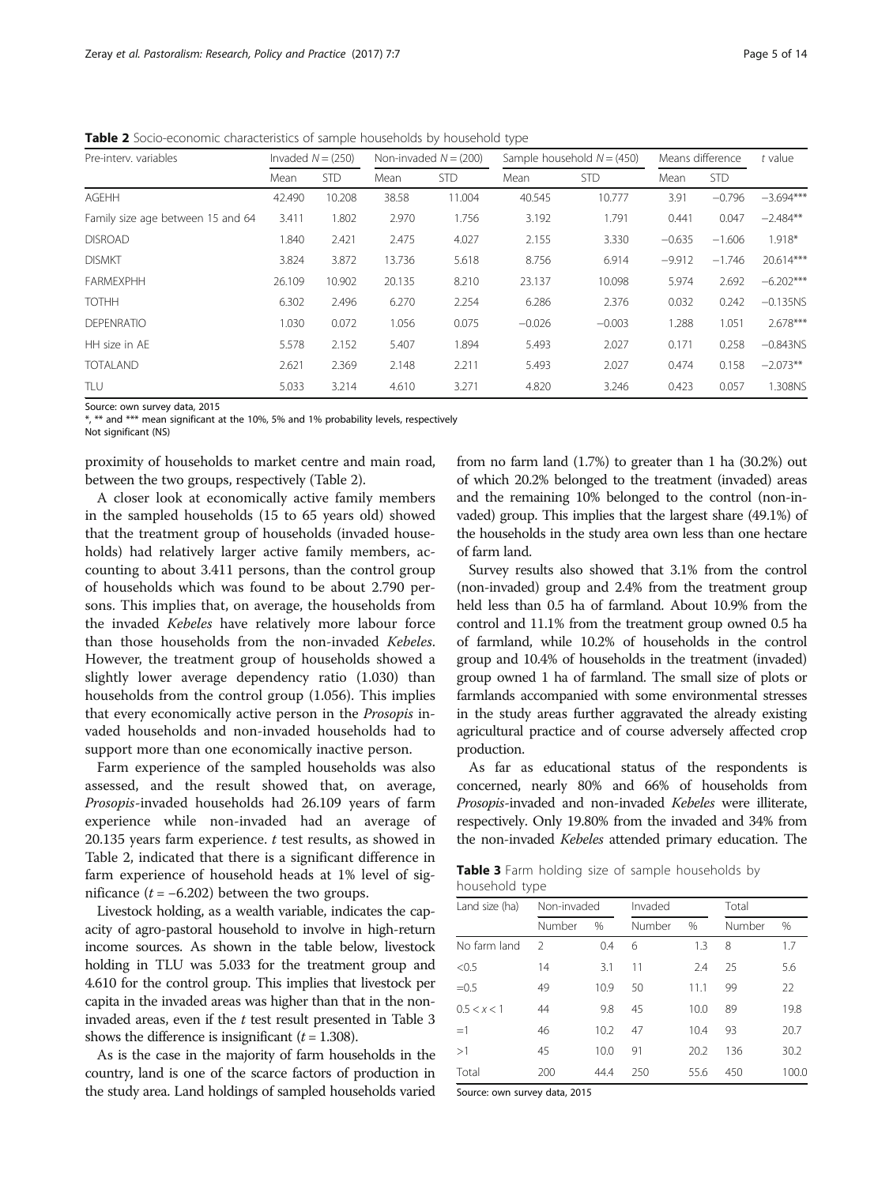**Table 2** Socio-economic characteristics of sample households by household type

| Pre-interv. variables | Invaded $N = (250)$ | | Non-invaded $N = (200)$ | | Sample household $N = (450)$ | | Means difference | | t value |
|---|---|---|---|---|---|---|---|---|---|
| | Mean | STD | Mean | STD | Mean | STD | Mean | STD | |
| AGEHH | 42.490 | 10.208 | 38.58 | 11.004 | 40.545 | 10.777 | 3.91 | −0.796 | −3.694*** |
| Family size age between 15 and 64 | 3.411 | 1.802 | 2.970 | 1.756 | 3.192 | 1.791 | 0.441 | 0.047 | −2.484** |
| DISROAD | 1.840 | 2.421 | 2.475 | 4.027 | 2.155 | 3.330 | −0.635 | −1.606 | 1.918* |
| DISMKT | 3.824 | 3.872 | 13.736 | 5.618 | 8.756 | 6.914 | −9.912 | −1.746 | 20.614*** |
| FARMEXPHH | 26.109 | 10.902 | 20.135 | 8.210 | 23.137 | 10.098 | 5.974 | 2.692 | −6.202*** |
| TOTHH | 6.302 | 2.496 | 6.270 | 2.254 | 6.286 | 2.376 | 0.032 | 0.242 | −0.135NS |
| DEPENRATIO | 1.030 | 0.072 | 1.056 | 0.075 | −0.026 | −0.003 | 1.288 | 1.051 | 2.678*** |
| HH size in AE | 5.578 | 2.152 | 5.407 | 1.894 | 5.493 | 2.027 | 0.171 | 0.258 | −0.843NS |
| TOTALAND | 2.621 | 2.369 | 2.148 | 2.211 | 5.493 | 2.027 | 0.474 | 0.158 | −2.073** |
| TLU | 5.033 | 3.214 | 4.610 | 3.271 | 4.820 | 3.246 | 0.423 | 0.057 | 1.308NS |

Source: own survey data, 2015

*, ** and *** mean significant at the 10%, 5% and 1% probability levels, respectively

Not significant (NS)

proximity of households to market centre and main road, between the two groups, respectively (Table 2).

A closer look at economically active family members in the sampled households (15 to 65 years old) showed that the treatment group of households (invaded households) had relatively larger active family members, accounting to about 3.411 persons, than the control group of households which was found to be about 2.790 persons. This implies that, on average, the households from the invaded *Kebeles* have relatively more labour force than those households from the non-invaded *Kebeles*. However, the treatment group of households showed a slightly lower average dependency ratio (1.030) than households from the control group (1.056). This implies that every economically active person in the *Prosopis* invaded households and non-invaded households had to support more than one economically inactive person.

Farm experience of the sampled households was also assessed, and the result showed that, on average, *Prosopis*-invaded households had 26.109 years of farm experience while non-invaded had an average of 20.135 years farm experience. *t* test results, as showed in Table 2, indicated that there is a significant difference in farm experience of household heads at 1% level of significance ($t = -6.202$) between the two groups.

Livestock holding, as a wealth variable, indicates the capacity of agro-pastoral household to involve in high-return income sources. As shown in the table below, livestock holding in TLU was 5.033 for the treatment group and 4.610 for the control group. This implies that livestock per capita in the invaded areas was higher than that in the non-invaded areas, even if the *t* test result presented in Table 3 shows the difference is insignificant ($t = 1.308$).

As is the case in the majority of farm households in the country, land is one of the scarce factors of production in the study area. Land holdings of sampled households varied from no farm land (1.7%) to greater than 1 ha (30.2%) out of which 20.2% belonged to the treatment (invaded) areas and the remaining 10% belonged to the control (non-invaded) group. This implies that the largest share (49.1%) of the households in the study area own less than one hectare of farm land.

Survey results also showed that 3.1% from the control (non-invaded) group and 2.4% from the treatment group held less than 0.5 ha of farmland. About 10.9% from the control and 11.1% from the treatment group owned 0.5 ha of farmland, while 10.2% of households in the control group and 10.4% of households in the treatment (invaded) group owned 1 ha of farmland. The small size of plots or farmlands accompanied with some environmental stresses in the study areas further aggravated the already existing agricultural practice and of course adversely affected crop production.

As far as educational status of the respondents is concerned, nearly 80% and 66% of households from *Prosopis*-invaded and non-invaded *Kebeles* were illiterate, respectively. Only 19.80% from the invaded and 34% from the non-invaded *Kebeles* attended primary education. The

**Table 3** Farm holding size of sample households by household type

| Land size (ha) | Non-invaded | | Invaded | | Total | |
|---|---|---|---|---|---|---|
| | Number | % | Number | % | Number | % |
| No farm land | 2 | 0.4 | 6 | 1.3 | 8 | 1.7 |
| <0.5 | 14 | 3.1 | 11 | 2.4 | 25 | 5.6 |
| =0.5 | 49 | 10.9 | 50 | 11.1 | 99 | 22 |
| $0.5 < x < 1$ | 44 | 9.8 | 45 | 10.0 | 89 | 19.8 |
| =1 | 46 | 10.2 | 47 | 10.4 | 93 | 20.7 |
| >1 | 45 | 10.0 | 91 | 20.2 | 136 | 30.2 |
| Total | 200 | 44.4 | 250 | 55.6 | 450 | 100.0 |

Source: own survey data, 2015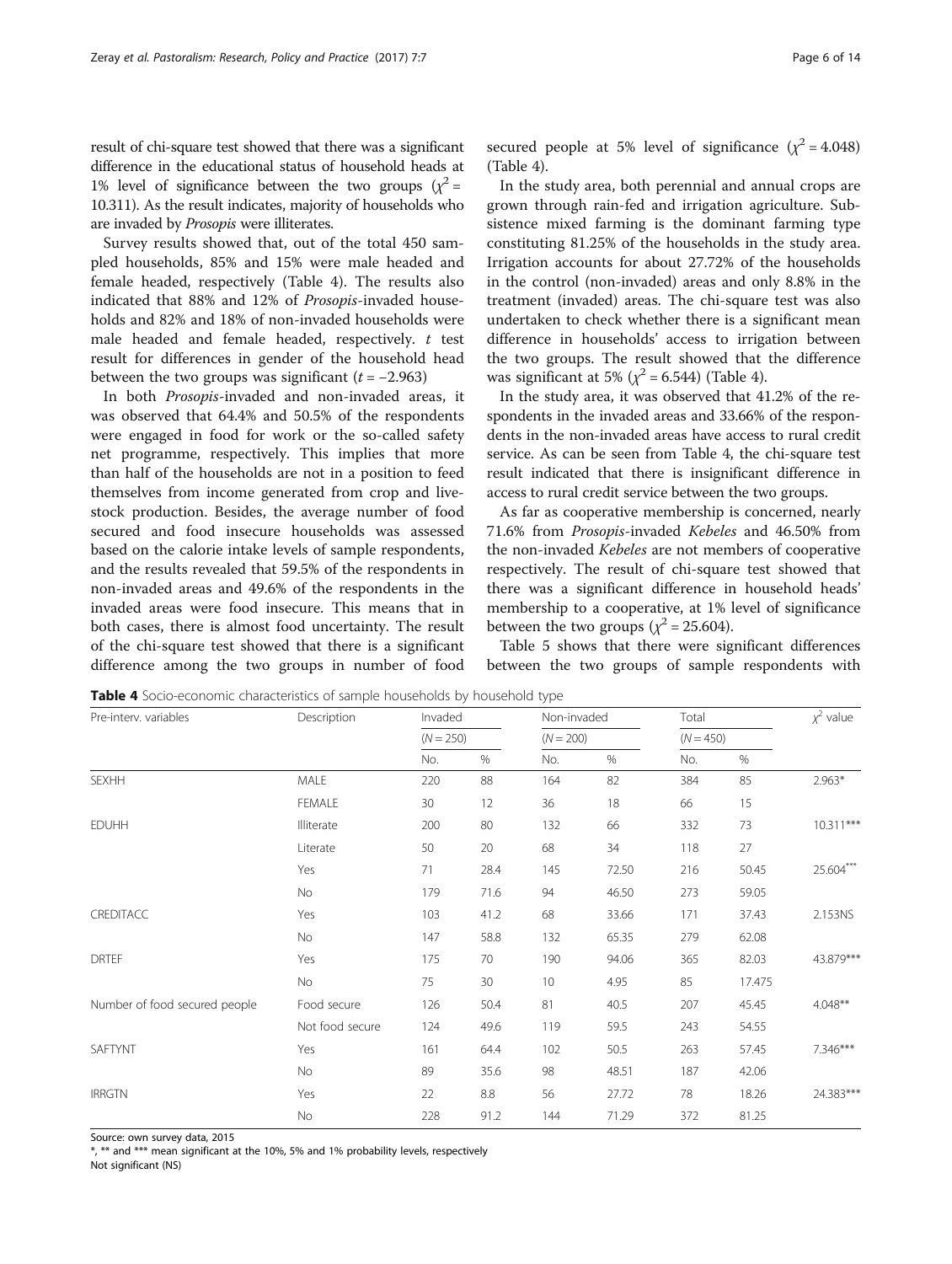result of chi-square test showed that there was a significant difference in the educational status of household heads at 1% level of significance between the two groups ($\chi^2$ = 10.311). As the result indicates, majority of households who are invaded by *Prosopis* were illiterates.

Survey results showed that, out of the total 450 sampled households, 85% and 15% were male headed and female headed, respectively (Table 4). The results also indicated that 88% and 12% of *Prosopis*-invaded households and 82% and 18% of non-invaded households were male headed and female headed, respectively. $t$ test result for differences in gender of the household head between the two groups was significant ($t = -2.963$)

In both *Prosopis*-invaded and non-invaded areas, it was observed that 64.4% and 50.5% of the respondents were engaged in food for work or the so-called safety net programme, respectively. This implies that more than half of the households are not in a position to feed themselves from income generated from crop and livestock production. Besides, the average number of food secured and food insecure households was assessed based on the calorie intake levels of sample respondents, and the results revealed that 59.5% of the respondents in non-invaded areas and 49.6% of the respondents in the invaded areas were food insecure. This means that in both cases, there is almost food uncertainty. The result of the chi-square test showed that there is a significant difference among the two groups in number of food secured people at 5% level of significance ($\chi^2$ = 4.048) (Table 4).

In the study area, both perennial and annual crops are grown through rain-fed and irrigation agriculture. Subsistence mixed farming is the dominant farming type constituting 81.25% of the households in the study area. Irrigation accounts for about 27.72% of the households in the control (non-invaded) areas and only 8.8% in the treatment (invaded) areas. The chi-square test was also undertaken to check whether there is a significant mean difference in households' access to irrigation between the two groups. The result showed that the difference was significant at 5% ($\chi^2$ = 6.544) (Table 4).

In the study area, it was observed that 41.2% of the respondents in the invaded areas and 33.66% of the respondents in the non-invaded areas have access to rural credit service. As can be seen from Table 4, the chi-square test result indicated that there is insignificant difference in access to rural credit service between the two groups.

As far as cooperative membership is concerned, nearly 71.6% from *Prosopis*-invaded *Kebeles* and 46.50% from the non-invaded *Kebeles* are not members of cooperative respectively. The result of chi-square test showed that there was a significant difference in household heads' membership to a cooperative, at 1% level of significance between the two groups ($\chi^2$ = 25.604).

Table 5 shows that there were significant differences between the two groups of sample respondents with

**Table 4** Socio-economic characteristics of sample households by household type

| Pre-interv. variables | Description | Invaded ($N$ = 250) | | Non-invaded ($N$ = 200) | | Total ($N$ = 450) | | $\chi^2$ value |
|---|---|---|---|---|---|---|---|---|
| | | No. | % | No. | % | No. | % | |
| SEXHH | MALE | 220 | 88 | 164 | 82 | 384 | 85 | 2.963* |
| | FEMALE | 30 | 12 | 36 | 18 | 66 | 15 | |
| EDUHH | Illiterate | 200 | 80 | 132 | 66 | 332 | 73 | 10.311*** |
| | Literate | 50 | 20 | 68 | 34 | 118 | 27 | |
| | Yes | 71 | 28.4 | 145 | 72.50 | 216 | 50.45 | 25.604*** |
| | No | 179 | 71.6 | 94 | 46.50 | 273 | 59.05 | |
| CREDITACC | Yes | 103 | 41.2 | 68 | 33.66 | 171 | 37.43 | 2.153NS |
| | No | 147 | 58.8 | 132 | 65.35 | 279 | 62.08 | |
| DRTEF | Yes | 175 | 70 | 190 | 94.06 | 365 | 82.03 | 43.879*** |
| | No | 75 | 30 | 10 | 4.95 | 85 | 17.475 | |
| Number of food secured people | Food secure | 126 | 50.4 | 81 | 40.5 | 207 | 45.45 | 4.048** |
| | Not food secure | 124 | 49.6 | 119 | 59.5 | 243 | 54.55 | |
| SAFTYNT | Yes | 161 | 64.4 | 102 | 50.5 | 263 | 57.45 | 7.346*** |
| | No | 89 | 35.6 | 98 | 48.51 | 187 | 42.06 | |
| IRRGTN | Yes | 22 | 8.8 | 56 | 27.72 | 78 | 18.26 | 24.383*** |
| | No | 228 | 91.2 | 144 | 71.29 | 372 | 81.25 | |

Source: own survey data, 2015

*, ** and *** mean significant at the 10%, 5% and 1% probability levels, respectively

Not significant (NS)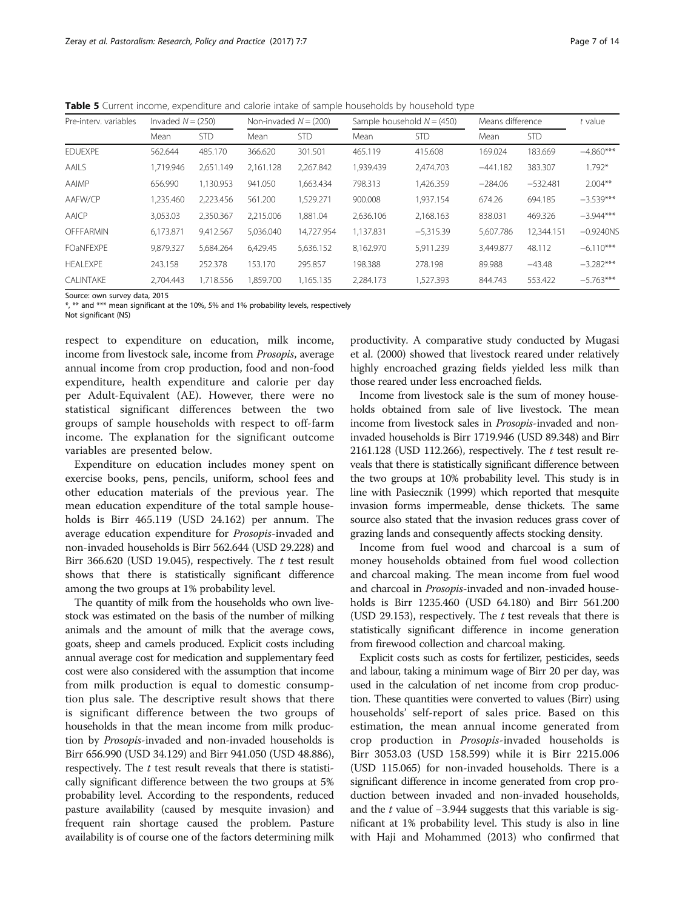**Table 5** Current income, expenditure and calorie intake of sample households by household type

| Pre-interv. variables | Invaded $N = (250)$ | | Non-invaded $N = (200)$ | | Sample household $N = (450)$ | | Means difference | | t value |
|---|---|---|---|---|---|---|---|---|---|
| | Mean | STD | Mean | STD | Mean | STD | Mean | STD | |
| EDUEXPE | 562.644 | 485.170 | 366.620 | 301.501 | 465.119 | 415.608 | 169.024 | 183.669 | −4.860*** |
| AAILS | 1,719.946 | 2,651.149 | 2,161.128 | 2,267.842 | 1,939.439 | 2,474.703 | −441.182 | 383.307 | 1.792* |
| AAIMP | 656.990 | 1,130.953 | 941.050 | 1,663.434 | 798.313 | 1,426.359 | −284.06 | −532.481 | 2.004** |
| AAFW/CP | 1,235.460 | 2,223.456 | 561.200 | 1,529.271 | 900.008 | 1,937.154 | 674.26 | 694.185 | −3.539*** |
| AAICP | 3,053.03 | 2,350.367 | 2,215.006 | 1,881.04 | 2,636.106 | 2,168.163 | 838.031 | 469.326 | −3.944*** |
| OFFFARMIN | 6,173.871 | 9,412.567 | 5,036.040 | 14,727.954 | 1,137.831 | −5,315.39 | 5,607.786 | 12,344.151 | −0.9240NS |
| FOaNFEXPE | 9,879.327 | 5,684.264 | 6,429.45 | 5,636.152 | 8,162.970 | 5,911.239 | 3,449.877 | 48.112 | −6.110*** |
| HEALEXPE | 243.158 | 252.378 | 153.170 | 295.857 | 198.388 | 278.198 | 89.988 | −43.48 | −3.282*** |
| CALINTAKE | 2,704.443 | 1,718.556 | 1,859.700 | 1,165.135 | 2,284.173 | 1,527.393 | 844.743 | 553.422 | −5.763*** |

Source: own survey data, 2015
*, ** and *** mean significant at the 10%, 5% and 1% probability levels, respectively
Not significant (NS)

respect to expenditure on education, milk income, income from livestock sale, income from *Prosopis*, average annual income from crop production, food and non-food expenditure, health expenditure and calorie per day per Adult-Equivalent (AE). However, there were no statistical significant differences between the two groups of sample households with respect to off-farm income. The explanation for the significant outcome variables are presented below.

Expenditure on education includes money spent on exercise books, pens, pencils, uniform, school fees and other education materials of the previous year. The mean education expenditure of the total sample households is Birr 465.119 (USD 24.162) per annum. The average education expenditure for *Prosopis*-invaded and non-invaded households is Birr 562.644 (USD 29.228) and Birr 366.620 (USD 19.045), respectively. The *t* test result shows that there is statistically significant difference among the two groups at 1% probability level.

The quantity of milk from the households who own livestock was estimated on the basis of the number of milking animals and the amount of milk that the average cows, goats, sheep and camels produced. Explicit costs including annual average cost for medication and supplementary feed cost were also considered with the assumption that income from milk production is equal to domestic consumption plus sale. The descriptive result shows that there is significant difference between the two groups of households in that the mean income from milk production by *Prosopis*-invaded and non-invaded households is Birr 656.990 (USD 34.129) and Birr 941.050 (USD 48.886), respectively. The *t* test result reveals that there is statistically significant difference between the two groups at 5% probability level. According to the respondents, reduced pasture availability (caused by mesquite invasion) and frequent rain shortage caused the problem. Pasture availability is of course one of the factors determining milk productivity. A comparative study conducted by Mugasi et al. (2000) showed that livestock reared under relatively highly encroached grazing fields yielded less milk than those reared under less encroached fields.

Income from livestock sale is the sum of money households obtained from sale of live livestock. The mean income from livestock sales in *Prosopis*-invaded and non-invaded households is Birr 1719.946 (USD 89.348) and Birr 2161.128 (USD 112.266), respectively. The *t* test result reveals that there is statistically significant difference between the two groups at 10% probability level. This study is in line with Pasiecznik (1999) which reported that mesquite invasion forms impermeable, dense thickets. The same source also stated that the invasion reduces grass cover of grazing lands and consequently affects stocking density.

Income from fuel wood and charcoal is a sum of money households obtained from fuel wood collection and charcoal making. The mean income from fuel wood and charcoal in *Prosopis*-invaded and non-invaded households is Birr 1235.460 (USD 64.180) and Birr 561.200 (USD 29.153), respectively. The *t* test reveals that there is statistically significant difference in income generation from firewood collection and charcoal making.

Explicit costs such as costs for fertilizer, pesticides, seeds and labour, taking a minimum wage of Birr 20 per day, was used in the calculation of net income from crop production. These quantities were converted to values (Birr) using households' self-report of sales price. Based on this estimation, the mean annual income generated from crop production in *Prosopis*-invaded households is Birr 3053.03 (USD 158.599) while it is Birr 2215.006 (USD 115.065) for non-invaded households. There is a significant difference in income generated from crop production between invaded and non-invaded households, and the *t* value of −3.944 suggests that this variable is significant at 1% probability level. This study is also in line with Haji and Mohammed (2013) who confirmed that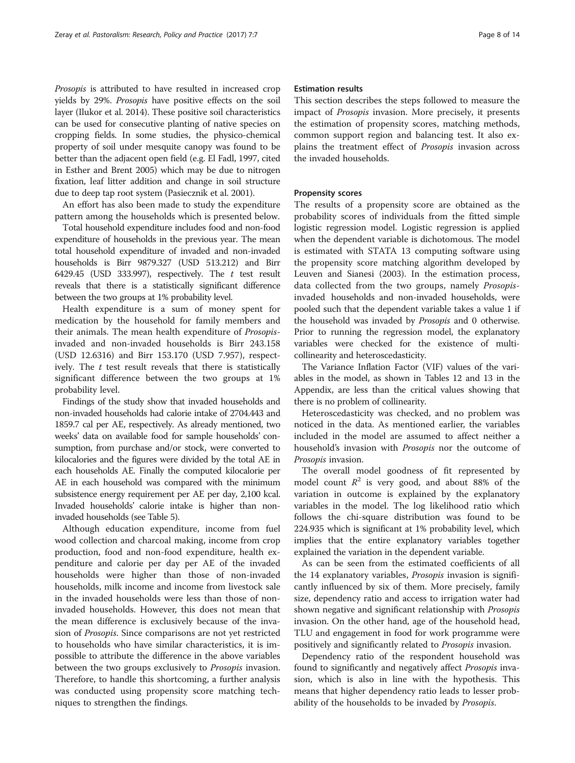*Prosopis* is attributed to have resulted in increased crop yields by 29%. *Prosopis* have positive effects on the soil layer (Ilukor et al. 2014). These positive soil characteristics can be used for consecutive planting of native species on cropping fields. In some studies, the physico-chemical property of soil under mesquite canopy was found to be better than the adjacent open field (e.g. El Fadl, 1997, cited in Esther and Brent 2005) which may be due to nitrogen fixation, leaf litter addition and change in soil structure due to deep tap root system (Pasiecznik et al. 2001).

An effort has also been made to study the expenditure pattern among the households which is presented below.

Total household expenditure includes food and non-food expenditure of households in the previous year. The mean total household expenditure of invaded and non-invaded households is Birr 9879.327 (USD 513.212) and Birr 6429.45 (USD 333.997), respectively. The *t* test result reveals that there is a statistically significant difference between the two groups at 1% probability level.

Health expenditure is a sum of money spent for medication by the household for family members and their animals. The mean health expenditure of *Prosopis*-invaded and non-invaded households is Birr 243.158 (USD 12.6316) and Birr 153.170 (USD 7.957), respectively. The *t* test result reveals that there is statistically significant difference between the two groups at 1% probability level.

Findings of the study show that invaded households and non-invaded households had calorie intake of 2704.443 and 1859.7 cal per AE, respectively. As already mentioned, two weeks' data on available food for sample households' consumption, from purchase and/or stock, were converted to kilocalories and the figures were divided by the total AE in each households AE. Finally the computed kilocalorie per AE in each household was compared with the minimum subsistence energy requirement per AE per day, 2,100 kcal. Invaded households' calorie intake is higher than non-invaded households (see Table 5).

Although education expenditure, income from fuel wood collection and charcoal making, income from crop production, food and non-food expenditure, health expenditure and calorie per day per AE of the invaded households were higher than those of non-invaded households, milk income and income from livestock sale in the invaded households were less than those of non-invaded households. However, this does not mean that the mean difference is exclusively because of the invasion of *Prosopis*. Since comparisons are not yet restricted to households who have similar characteristics, it is impossible to attribute the difference in the above variables between the two groups exclusively to *Prosopis* invasion. Therefore, to handle this shortcoming, a further analysis was conducted using propensity score matching techniques to strengthen the findings.

## Estimation results

This section describes the steps followed to measure the impact of *Prosopis* invasion. More precisely, it presents the estimation of propensity scores, matching methods, common support region and balancing test. It also explains the treatment effect of *Prosopis* invasion across the invaded households.

### Propensity scores

The results of a propensity score are obtained as the probability scores of individuals from the fitted simple logistic regression model. Logistic regression is applied when the dependent variable is dichotomous. The model is estimated with STATA 13 computing software using the propensity score matching algorithm developed by Leuven and Sianesi (2003). In the estimation process, data collected from the two groups, namely *Prosopis*-invaded households and non-invaded households, were pooled such that the dependent variable takes a value 1 if the household was invaded by *Prosopis* and 0 otherwise. Prior to running the regression model, the explanatory variables were checked for the existence of multicollinearity and heteroscedasticity.

The Variance Inflation Factor (VIF) values of the variables in the model, as shown in Tables 12 and 13 in the Appendix, are less than the critical values showing that there is no problem of collinearity.

Heteroscedasticity was checked, and no problem was noticed in the data. As mentioned earlier, the variables included in the model are assumed to affect neither a household's invasion with *Prosopis* nor the outcome of *Prosopis* invasion.

The overall model goodness of fit represented by model count $R^2$ is very good, and about 88% of the variation in outcome is explained by the explanatory variables in the model. The log likelihood ratio which follows the chi-square distribution was found to be 224.935 which is significant at 1% probability level, which implies that the entire explanatory variables together explained the variation in the dependent variable.

As can be seen from the estimated coefficients of all the 14 explanatory variables, *Prosopis* invasion is significantly influenced by six of them. More precisely, family size, dependency ratio and access to irrigation water had shown negative and significant relationship with *Prosopis* invasion. On the other hand, age of the household head, TLU and engagement in food for work programme were positively and significantly related to *Prosopis* invasion.

Dependency ratio of the respondent household was found to significantly and negatively affect *Prosopis* invasion, which is also in line with the hypothesis. This means that higher dependency ratio leads to lesser probability of the households to be invaded by *Prosopis*.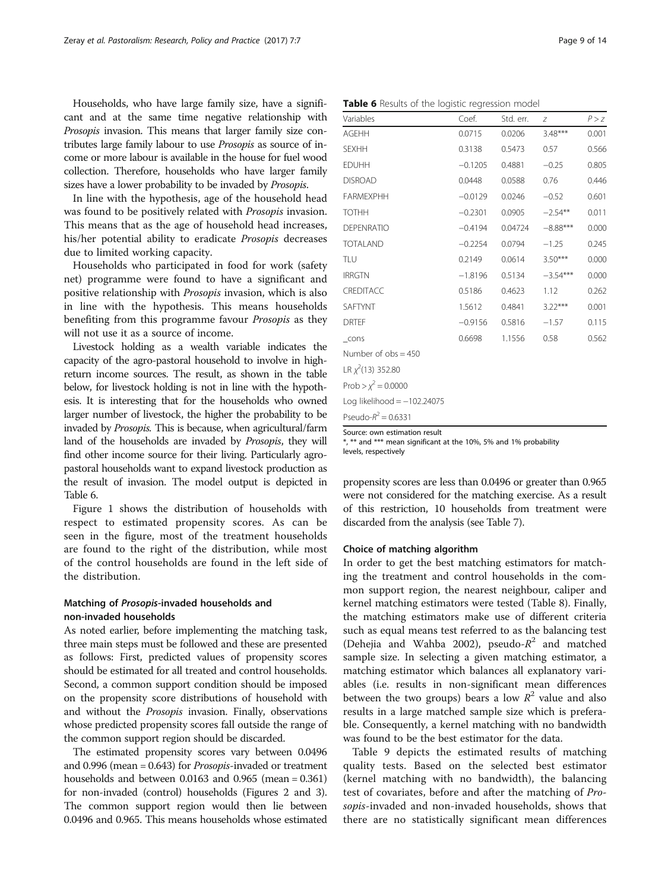Households, who have large family size, have a significant and at the same time negative relationship with *Prosopis* invasion. This means that larger family size contributes large family labour to use *Prosopis* as source of income or more labour is available in the house for fuel wood collection. Therefore, households who have larger family sizes have a lower probability to be invaded by *Prosopis*.

In line with the hypothesis, age of the household head was found to be positively related with *Prosopis* invasion. This means that as the age of household head increases, his/her potential ability to eradicate *Prosopis* decreases due to limited working capacity.

Households who participated in food for work (safety net) programme were found to have a significant and positive relationship with *Prosopis* invasion, which is also in line with the hypothesis. This means households benefiting from this programme favour *Prosopis* as they will not use it as a source of income.

Livestock holding as a wealth variable indicates the capacity of the agro-pastoral household to involve in high-return income sources. The result, as shown in the table below, for livestock holding is not in line with the hypothesis. It is interesting that for the households who owned larger number of livestock, the higher the probability to be invaded by *Prosopis.* This is because, when agricultural/farm land of the households are invaded by *Prosopis*, they will find other income source for their living. Particularly agro-pastoral households want to expand livestock production as the result of invasion. The model output is depicted in Table 6.

Figure 1 shows the distribution of households with respect to estimated propensity scores. As can be seen in the figure, most of the treatment households are found to the right of the distribution, while most of the control households are found in the left side of the distribution.

**Table 6** Results of the logistic regression model

| Variables | Coef. | Std. err. | z | P > z |
|---|---|---|---|---|
| AGEHH | 0.0715 | 0.0206 | 3.48*** | 0.001 |
| SEXHH | 0.3138 | 0.5473 | 0.57 | 0.566 |
| EDUHH | −0.1205 | 0.4881 | −0.25 | 0.805 |
| DISROAD | 0.0448 | 0.0588 | 0.76 | 0.446 |
| FARMEXPHH | −0.0129 | 0.0246 | −0.52 | 0.601 |
| TOTHH | −0.2301 | 0.0905 | −2.54** | 0.011 |
| DEPENRATIO | −0.4194 | 0.04724 | −8.88*** | 0.000 |
| TOTALAND | −0.2254 | 0.0794 | −1.25 | 0.245 |
| TLU | 0.2149 | 0.0614 | 3.50*** | 0.000 |
| IRRGTN | −1.8196 | 0.5134 | −3.54*** | 0.000 |
| CREDITACC | 0.5186 | 0.4623 | 1.12 | 0.262 |
| SAFTYNT | 1.5612 | 0.4841 | 3.22*** | 0.001 |
| DRTEF | −0.9156 | 0.5816 | −1.57 | 0.115 |
| _cons | 0.6698 | 1.1556 | 0.58 | 0.562 |
| Number of obs = 450 | | | | |
| LR $\chi^2$(13) 352.80 | | | | |
| Prob > $\chi^2$ = 0.0000 | | | | |
| Log likelihood = −102.24075 | | | | |
| Pseudo-$R^2$ = 0.6331 | | | | |

Source: own estimation result
*, ** and *** mean significant at the 10%, 5% and 1% probability levels, respectively

### Matching of *Prosopis*-invaded households and non-invaded households

As noted earlier, before implementing the matching task, three main steps must be followed and these are presented as follows: First, predicted values of propensity scores should be estimated for all treated and control households. Second, a common support condition should be imposed on the propensity score distributions of household with and without the *Prosopis* invasion. Finally, observations whose predicted propensity scores fall outside the range of the common support region should be discarded.

The estimated propensity scores vary between 0.0496 and 0.996 (mean = 0.643) for *Prosopis*-invaded or treatment households and between 0.0163 and 0.965 (mean = 0.361) for non-invaded (control) households (Figures 2 and 3). The common support region would then lie between 0.0496 and 0.965. This means households whose estimated propensity scores are less than 0.0496 or greater than 0.965 were not considered for the matching exercise. As a result of this restriction, 10 households from treatment were discarded from the analysis (see Table 7).

### Choice of matching algorithm

In order to get the best matching estimators for matching the treatment and control households in the common support region, the nearest neighbour, caliper and kernel matching estimators were tested (Table 8). Finally, the matching estimators make use of different criteria such as equal means test referred to as the balancing test (Dehejia and Wahba 2002), pseudo-$R^2$ and matched sample size. In selecting a given matching estimator, a matching estimator which balances all explanatory variables (i.e. results in non-significant mean differences between the two groups) bears a low $R^2$ value and also results in a large matched sample size which is preferable. Consequently, a kernel matching with no bandwidth was found to be the best estimator for the data.

Table 9 depicts the estimated results of matching quality tests. Based on the selected best estimator (kernel matching with no bandwidth), the balancing test of covariates, before and after the matching of *Prosopis*-invaded and non-invaded households, shows that there are no statistically significant mean differences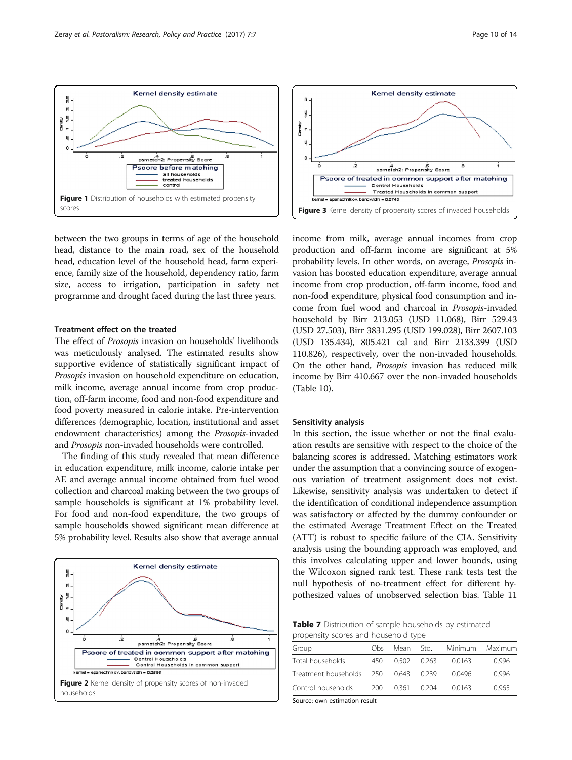Figure 1 Distribution of households with estimated propensity scores

Figure 3 Kernel density of propensity scores of invaded households

between the two groups in terms of age of the household head, distance to the main road, sex of the household head, education level of the household head, farm experience, family size of the household, dependency ratio, farm size, access to irrigation, participation in safety net programme and drought faced during the last three years.

### Treatment effect on the treated

The effect of *Prosopis* invasion on households' livelihoods was meticulously analysed. The estimated results show supportive evidence of statistically significant impact of *Prosopis* invasion on household expenditure on education, milk income, average annual income from crop production, off-farm income, food and non-food expenditure and food poverty measured in calorie intake. Pre-intervention differences (demographic, location, institutional and asset endowment characteristics) among the *Prosopis*-invaded and *Prosopis* non-invaded households were controlled.

The finding of this study revealed that mean difference in education expenditure, milk income, calorie intake per AE and average annual income obtained from fuel wood collection and charcoal making between the two groups of sample households is significant at 1% probability level. For food and non-food expenditure, the two groups of sample households showed significant mean difference at 5% probability level. Results also show that average annual income from milk, average annual incomes from crop production and off-farm income are significant at 5% probability levels. In other words, on average, *Prosopis* invasion has boosted education expenditure, average annual income from crop production, off-farm income, food and non-food expenditure, physical food consumption and income from fuel wood and charcoal in *Prosopis*-invaded household by Birr 213.053 (USD 11.068), Birr 529.43 (USD 27.503), Birr 3831.295 (USD 199.028), Birr 2607.103 (USD 135.434), 805.421 cal and Birr 2133.399 (USD 110.826), respectively, over the non-invaded households. On the other hand, *Prosopis* invasion has reduced milk income by Birr 410.667 over the non-invaded households (Table 10).

Figure 2 Kernel density of propensity scores of non-invaded households

### Sensitivity analysis

In this section, the issue whether or not the final evaluation results are sensitive with respect to the choice of the balancing scores is addressed. Matching estimators work under the assumption that a convincing source of exogenous variation of treatment assignment does not exist. Likewise, sensitivity analysis was undertaken to detect if the identification of conditional independence assumption was satisfactory or affected by the dummy confounder or the estimated Average Treatment Effect on the Treated (ATT) is robust to specific failure of the CIA. Sensitivity analysis using the bounding approach was employed, and this involves calculating upper and lower bounds, using the Wilcoxon signed rank test. These rank tests test the null hypothesis of no-treatment effect for different hypothesized values of unobserved selection bias. Table 11

**Table 7** Distribution of sample households by estimated propensity scores and household type

| Group | Obs | Mean | Std. | Minimum | Maximum |
|---|---|---|---|---|---|
| Total households | 450 | 0.502 | 0.263 | 0.0163 | 0.996 |
| Treatment households | 250 | 0.643 | 0.239 | 0.0496 | 0.996 |
| Control households | 200 | 0.361 | 0.204 | 0.0163 | 0.965 |

Source: own estimation result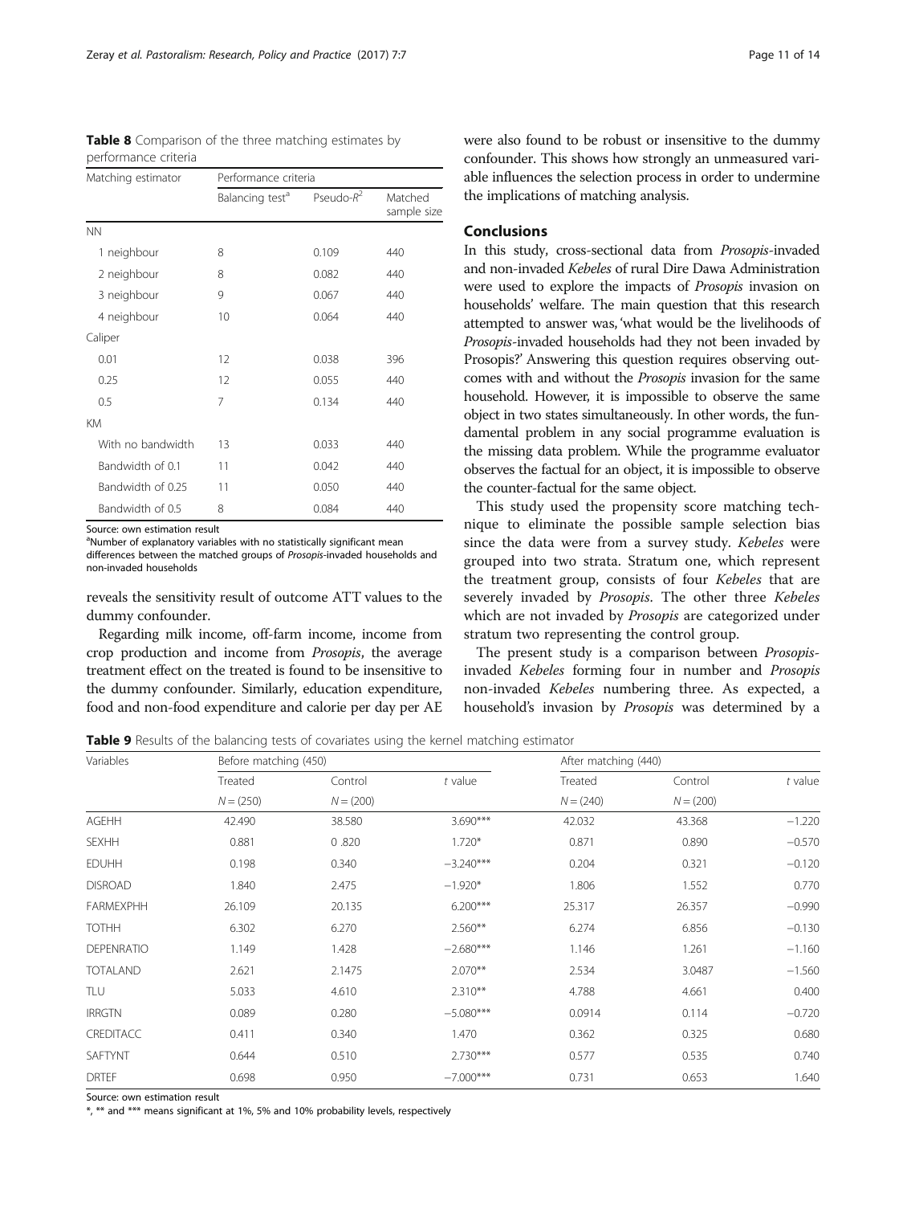**Table 8** Comparison of the three matching estimates by performance criteria

| Matching estimator | Performance criteria | | |
|---|---|---|---|
| | Balancing test[a] | Pseudo-$R^2$ | Matched sample size |
| NN | | | |
| 1 neighbour | 8 | 0.109 | 440 |
| 2 neighbour | 8 | 0.082 | 440 |
| 3 neighbour | 9 | 0.067 | 440 |
| 4 neighbour | 10 | 0.064 | 440 |
| Caliper | | | |
| 0.01 | 12 | 0.038 | 396 |
| 0.25 | 12 | 0.055 | 440 |
| 0.5 | 7 | 0.134 | 440 |
| KM | | | |
| With no bandwidth | 13 | 0.033 | 440 |
| Bandwidth of 0.1 | 11 | 0.042 | 440 |
| Bandwidth of 0.25 | 11 | 0.050 | 440 |
| Bandwidth of 0.5 | 8 | 0.084 | 440 |

Source: own estimation result

[a]Number of explanatory variables with no statistically significant mean differences between the matched groups of *Prosopis*-invaded households and non-invaded households

reveals the sensitivity result of outcome ATT values to the dummy confounder.

Regarding milk income, off-farm income, income from crop production and income from *Prosopis*, the average treatment effect on the treated is found to be insensitive to the dummy confounder. Similarly, education expenditure, food and non-food expenditure and calorie per day per AE were also found to be robust or insensitive to the dummy confounder. This shows how strongly an unmeasured variable influences the selection process in order to undermine the implications of matching analysis.

## Conclusions

In this study, cross-sectional data from *Prosopis*-invaded and non-invaded *Kebeles* of rural Dire Dawa Administration were used to explore the impacts of *Prosopis* invasion on households' welfare. The main question that this research attempted to answer was, 'what would be the livelihoods of *Prosopis*-invaded households had they not been invaded by Prosopis?' Answering this question requires observing outcomes with and without the *Prosopis* invasion for the same household. However, it is impossible to observe the same object in two states simultaneously. In other words, the fundamental problem in any social programme evaluation is the missing data problem. While the programme evaluator observes the factual for an object, it is impossible to observe the counter-factual for the same object.

This study used the propensity score matching technique to eliminate the possible sample selection bias since the data were from a survey study. *Kebeles* were grouped into two strata. Stratum one, which represent the treatment group, consists of four *Kebeles* that are severely invaded by *Prosopis*. The other three *Kebeles* which are not invaded by *Prosopis* are categorized under stratum two representing the control group.

The present study is a comparison between *Prosopis*-invaded *Kebeles* forming four in number and *Prosopis* non-invaded *Kebeles* numbering three. As expected, a household's invasion by *Prosopis* was determined by a

**Table 9** Results of the balancing tests of covariates using the kernel matching estimator

| Variables | Before matching (450) | | | After matching (440) | | |
|---|---|---|---|---|---|---|
| | Treated | Control | *t* value | Treated | Control | *t* value |
| | *N* = (250) | *N* = (200) | | *N* = (240) | *N* = (200) | |
| AGEHH | 42.490 | 38.580 | 3.690*** | 42.032 | 43.368 | −1.220 |
| SEXHH | 0.881 | 0 .820 | 1.720* | 0.871 | 0.890 | −0.570 |
| EDUHH | 0.198 | 0.340 | −3.240*** | 0.204 | 0.321 | −0.120 |
| DISROAD | 1.840 | 2.475 | −1.920* | 1.806 | 1.552 | 0.770 |
| FARMEXPHH | 26.109 | 20.135 | 6.200*** | 25.317 | 26.357 | −0.990 |
| TOTHH | 6.302 | 6.270 | 2.560** | 6.274 | 6.856 | −0.130 |
| DEPENRATIO | 1.149 | 1.428 | −2.680*** | 1.146 | 1.261 | −1.160 |
| TOTALAND | 2.621 | 2.1475 | 2.070** | 2.534 | 3.0487 | −1.560 |
| TLU | 5.033 | 4.610 | 2.310** | 4.788 | 4.661 | 0.400 |
| IRRGTN | 0.089 | 0.280 | −5.080*** | 0.0914 | 0.114 | −0.720 |
| CREDITACC | 0.411 | 0.340 | 1.470 | 0.362 | 0.325 | 0.680 |
| SAFTYNT | 0.644 | 0.510 | 2.730*** | 0.577 | 0.535 | 0.740 |
| DRTEF | 0.698 | 0.950 | −7.000*** | 0.731 | 0.653 | 1.640 |

Source: own estimation result

*, ** and *** means significant at 1%, 5% and 10% probability levels, respectively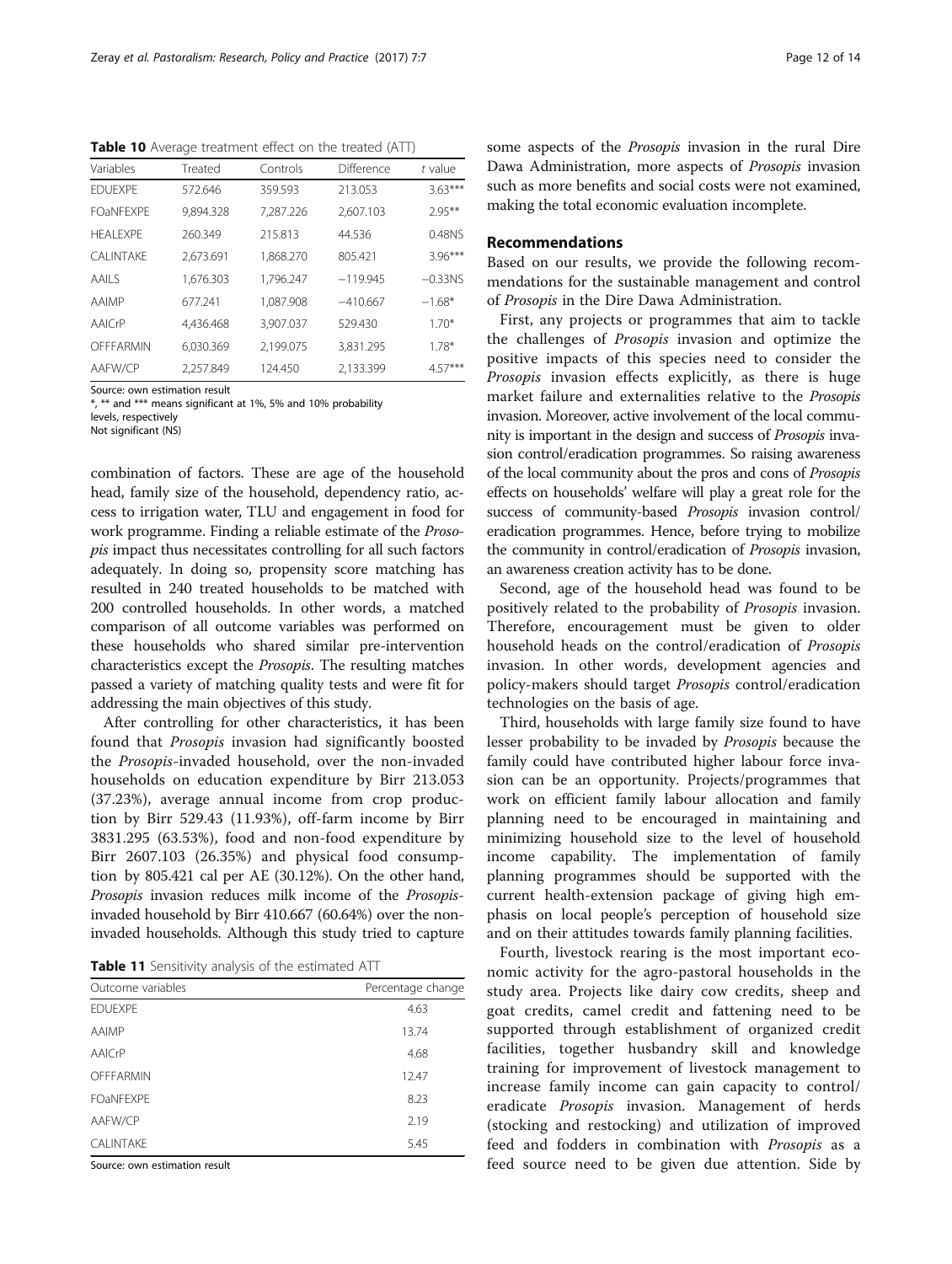**Table 10** Average treatment effect on the treated (ATT)

| Variables | Treated | Controls | Difference | *t* value |
|---|---|---|---|---|
| EDUEXPE | 572.646 | 359.593 | 213.053 | 3.63*** |
| FOaNFEXPE | 9,894.328 | 7,287.226 | 2,607.103 | 2.95** |
| HEALEXPE | 260.349 | 215.813 | 44.536 | 0.48NS |
| CALINTAKE | 2,673.691 | 1,868.270 | 805.421 | 3.96*** |
| AAILS | 1,676.303 | 1,796.247 | −119.945 | −0.33NS |
| AAIMP | 677.241 | 1,087.908 | −410.667 | −1.68* |
| AAICrP | 4,436.468 | 3,907.037 | 529.430 | 1.70* |
| OFFFARMIN | 6,030.369 | 2,199.075 | 3,831.295 | 1.78* |
| AAFW/CP | 2,257.849 | 124.450 | 2,133.399 | 4.57*** |

Source: own estimation result
*, ** and *** means significant at 1%, 5% and 10% probability levels, respectively
Not significant (NS)

combination of factors. These are age of the household head, family size of the household, dependency ratio, access to irrigation water, TLU and engagement in food for work programme. Finding a reliable estimate of the *Prosopis* impact thus necessitates controlling for all such factors adequately. In doing so, propensity score matching has resulted in 240 treated households to be matched with 200 controlled households. In other words, a matched comparison of all outcome variables was performed on these households who shared similar pre-intervention characteristics except the *Prosopis*. The resulting matches passed a variety of matching quality tests and were fit for addressing the main objectives of this study.

After controlling for other characteristics, it has been found that *Prosopis* invasion had significantly boosted the *Prosopis*-invaded household, over the non-invaded households on education expenditure by Birr 213.053 (37.23%), average annual income from crop production by Birr 529.43 (11.93%), off-farm income by Birr 3831.295 (63.53%), food and non-food expenditure by Birr 2607.103 (26.35%) and physical food consumption by 805.421 cal per AE (30.12%). On the other hand, *Prosopis* invasion reduces milk income of the *Prosopis*-invaded household by Birr 410.667 (60.64%) over the non-invaded households. Although this study tried to capture some aspects of the *Prosopis* invasion in the rural Dire Dawa Administration, more aspects of *Prosopis* invasion such as more benefits and social costs were not examined, making the total economic evaluation incomplete.

**Table 11** Sensitivity analysis of the estimated ATT

| Outcome variables | Percentage change |
|---|---|
| EDUEXPE | 4.63 |
| AAIMP | 13.74 |
| AAICrP | 4.68 |
| OFFFARMIN | 12.47 |
| FOaNFEXPE | 8.23 |
| AAFW/CP | 2.19 |
| CALINTAKE | 5.45 |

Source: own estimation result

## Recommendations

Based on our results, we provide the following recommendations for the sustainable management and control of *Prosopis* in the Dire Dawa Administration.

First, any projects or programmes that aim to tackle the challenges of *Prosopis* invasion and optimize the positive impacts of this species need to consider the *Prosopis* invasion effects explicitly, as there is huge market failure and externalities relative to the *Prosopis* invasion. Moreover, active involvement of the local community is important in the design and success of *Prosopis* invasion control/eradication programmes. So raising awareness of the local community about the pros and cons of *Prosopis* effects on households' welfare will play a great role for the success of community-based *Prosopis* invasion control/eradication programmes. Hence, before trying to mobilize the community in control/eradication of *Prosopis* invasion, an awareness creation activity has to be done.

Second, age of the household head was found to be positively related to the probability of *Prosopis* invasion. Therefore, encouragement must be given to older household heads on the control/eradication of *Prosopis* invasion. In other words, development agencies and policy-makers should target *Prosopis* control/eradication technologies on the basis of age.

Third, households with large family size found to have lesser probability to be invaded by *Prosopis* because the family could have contributed higher labour force invasion can be an opportunity. Projects/programmes that work on efficient family labour allocation and family planning need to be encouraged in maintaining and minimizing household size to the level of household income capability. The implementation of family planning programmes should be supported with the current health-extension package of giving high emphasis on local people's perception of household size and on their attitudes towards family planning facilities.

Fourth, livestock rearing is the most important economic activity for the agro-pastoral households in the study area. Projects like dairy cow credits, sheep and goat credits, camel credit and fattening need to be supported through establishment of organized credit facilities, together husbandry skill and knowledge training for improvement of livestock management to increase family income can gain capacity to control/eradicate *Prosopis* invasion. Management of herds (stocking and restocking) and utilization of improved feed and fodders in combination with *Prosopis* as a feed source need to be given due attention. Side by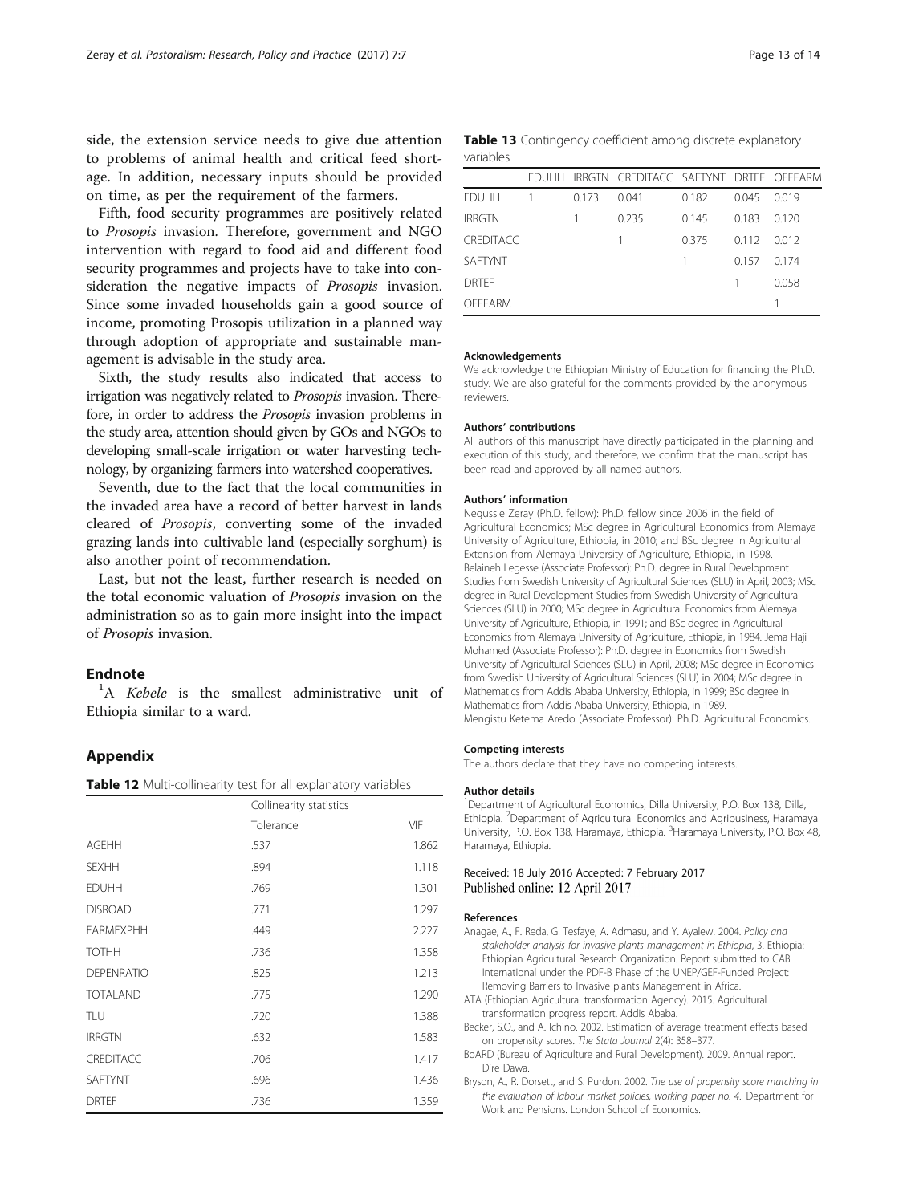side, the extension service needs to give due attention to problems of animal health and critical feed shortage. In addition, necessary inputs should be provided on time, as per the requirement of the farmers.

Fifth, food security programmes are positively related to *Prosopis* invasion. Therefore, government and NGO intervention with regard to food aid and different food security programmes and projects have to take into consideration the negative impacts of *Prosopis* invasion. Since some invaded households gain a good source of income, promoting Prosopis utilization in a planned way through adoption of appropriate and sustainable management is advisable in the study area.

Sixth, the study results also indicated that access to irrigation was negatively related to *Prosopis* invasion. Therefore, in order to address the *Prosopis* invasion problems in the study area, attention should given by GOs and NGOs to developing small-scale irrigation or water harvesting technology, by organizing farmers into watershed cooperatives.

Seventh, due to the fact that the local communities in the invaded area have a record of better harvest in lands cleared of *Prosopis*, converting some of the invaded grazing lands into cultivable land (especially sorghum) is also another point of recommendation.

Last, but not the least, further research is needed on the total economic valuation of *Prosopis* invasion on the administration so as to gain more insight into the impact of *Prosopis* invasion.

## Endnote

[1]A *Kebele* is the smallest administrative unit of Ethiopia similar to a ward.

## Appendix

**Table 12** Multi-collinearity test for all explanatory variables

| | Collinearity statistics | |
|---|---|---|
| | Tolerance | VIF |
| AGEHH | .537 | 1.862 |
| SEXHH | .894 | 1.118 |
| EDUHH | .769 | 1.301 |
| DISROAD | .771 | 1.297 |
| FARMEXPHH | .449 | 2.227 |
| TOTHH | .736 | 1.358 |
| DEPENRATIO | .825 | 1.213 |
| TOTALAND | .775 | 1.290 |
| TLU | .720 | 1.388 |
| IRRGTN | .632 | 1.583 |
| CREDITACC | .706 | 1.417 |
| SAFTYNT | .696 | 1.436 |
| DRTEF | .736 | 1.359 |

**Table 13** Contingency coefficient among discrete explanatory variables

| | EDUHH | IRRGTN | CREDITACC | SAFTYNT | DRTEF | OFFFARM |
|---|---|---|---|---|---|---|
| EDUHH | 1 | 0.173 | 0.041 | 0.182 | 0.045 | 0.019 |
| IRRGTN | | 1 | 0.235 | 0.145 | 0.183 | 0.120 |
| CREDITACC | | | 1 | 0.375 | 0.112 | 0.012 |
| SAFTYNT | | | | 1 | 0.157 | 0.174 |
| DRTEF | | | | | 1 | 0.058 |
| OFFFARM | | | | | | 1 |

#### Acknowledgements

We acknowledge the Ethiopian Ministry of Education for financing the Ph.D. study. We are also grateful for the comments provided by the anonymous reviewers.

#### Authors' contributions

All authors of this manuscript have directly participated in the planning and execution of this study, and therefore, we confirm that the manuscript has been read and approved by all named authors.

#### Authors' information

Negussie Zeray (Ph.D. fellow): Ph.D. fellow since 2006 in the field of Agricultural Economics; MSc degree in Agricultural Economics from Alemaya University of Agriculture, Ethiopia, in 2010; and BSc degree in Agricultural Extension from Alemaya University of Agriculture, Ethiopia, in 1998. Belaineh Legesse (Associate Professor): Ph.D. degree in Rural Development Studies from Swedish University of Agricultural Sciences (SLU) in April, 2003; MSc degree in Rural Development Studies from Swedish University of Agricultural Sciences (SLU) in 2000; MSc degree in Agricultural Economics from Alemaya University of Agriculture, Ethiopia, in 1991; and BSc degree in Agricultural Economics from Alemaya University of Agriculture, Ethiopia, in 1984. Jema Haji Mohamed (Associate Professor): Ph.D. degree in Economics from Swedish University of Agricultural Sciences (SLU) in April, 2008; MSc degree in Economics from Swedish University of Agricultural Sciences (SLU) in 2004; MSc degree in Mathematics from Addis Ababa University, Ethiopia, in 1999; BSc degree in Mathematics from Addis Ababa University, Ethiopia, in 1989.
Mengistu Ketema Aredo (Associate Professor): Ph.D. Agricultural Economics.

#### Competing interests

The authors declare that they have no competing interests.

#### Author details

[1]Department of Agricultural Economics, Dilla University, P.O. Box 138, Dilla, Ethiopia. [2]Department of Agricultural Economics and Agribusiness, Haramaya University, P.O. Box 138, Haramaya, Ethiopia. [3]Haramaya University, P.O. Box 48, Haramaya, Ethiopia.

Received: 18 July 2016 Accepted: 7 February 2017
Published online: 12 April 2017

#### References

Anagae, A., F. Reda, G. Tesfaye, A. Admasu, and Y. Ayalew. 2004. *Policy and stakeholder analysis for invasive plants management in Ethiopia*, 3. Ethiopia: Ethiopian Agricultural Research Organization. Report submitted to CAB International under the PDF-B Phase of the UNEP/GEF-Funded Project: Removing Barriers to Invasive plants Management in Africa.

ATA (Ethiopian Agricultural transformation Agency). 2015. Agricultural transformation progress report. Addis Ababa.

Becker, S.O., and A. Ichino. 2002. Estimation of average treatment effects based on propensity scores. *The Stata Journal* 2(4): 358–377.

BoARD (Bureau of Agriculture and Rural Development). 2009. Annual report. Dire Dawa.

Bryson, A., R. Dorsett, and S. Purdon. 2002. *The use of propensity score matching in the evaluation of labour market policies, working paper no. 4.*. Department for Work and Pensions. London School of Economics.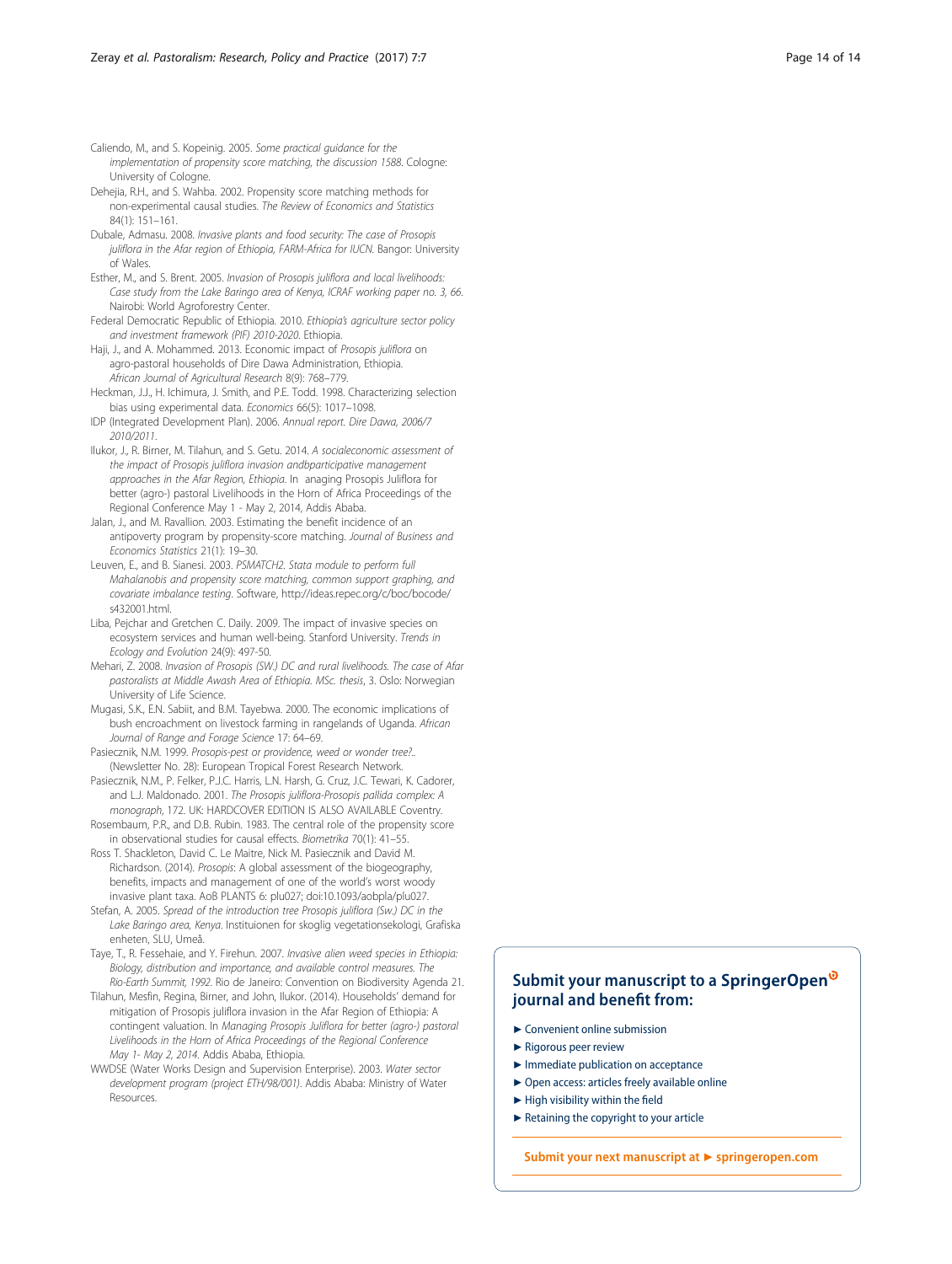Caliendo, M., and S. Kopeinig. 2005. *Some practical guidance for the implementation of propensity score matching, the discussion 1588*. Cologne: University of Cologne.

Dehejia, R.H., and S. Wahba. 2002. Propensity score matching methods for non-experimental causal studies. *The Review of Economics and Statistics* 84(1): 151–161.

Dubale, Admasu. 2008. *Invasive plants and food security: The case of Prosopis juliflora in the Afar region of Ethiopia, FARM-Africa for IUCN*. Bangor: University of Wales.

Esther, M., and S. Brent. 2005. *Invasion of Prosopis juliflora and local livelihoods: Case study from the Lake Baringo area of Kenya, ICRAF working paper no. 3, 66*. Nairobi: World Agroforestry Center.

Federal Democratic Republic of Ethiopia. 2010. *Ethiopia's agriculture sector policy and investment framework (PIF) 2010-2020*. Ethiopia.

Haji, J., and A. Mohammed. 2013. Economic impact of *Prosopis juliflora* on agro-pastoral households of Dire Dawa Administration, Ethiopia. *African Journal of Agricultural Research* 8(9): 768–779.

Heckman, J.J., H. Ichimura, J. Smith, and P.E. Todd. 1998. Characterizing selection bias using experimental data. *Economics* 66(5): 1017–1098.

IDP (Integrated Development Plan). 2006. *Annual report. Dire Dawa, 2006/7 2010/2011*.

Ilukor, J., R. Birner, M. Tilahun, and S. Getu. 2014. *A socialeconomic assessment of the impact of Prosopis juliflora invasion andbparticipative management approaches in the Afar Region, Ethiopia*. In anaging Prosopis Juliflora for better (agro-) pastoral Livelihoods in the Horn of Africa Proceedings of the Regional Conference May 1 - May 2, 2014, Addis Ababa.

Jalan, J., and M. Ravallion. 2003. Estimating the benefit incidence of an antipoverty program by propensity-score matching. *Journal of Business and Economics Statistics* 21(1): 19–30.

Leuven, E., and B. Sianesi. 2003. *PSMATCH2. Stata module to perform full Mahalanobis and propensity score matching, common support graphing, and covariate imbalance testing*. Software, http://ideas.repec.org/c/boc/bocode/s432001.html.

Liba, Pejchar and Gretchen C. Daily. 2009. The impact of invasive species on ecosystem services and human well-being. Stanford University. *Trends in Ecology and Evolution* 24(9): 497-50.

Mehari, Z. 2008. *Invasion of Prosopis (SW.) DC and rural livelihoods. The case of Afar pastoralists at Middle Awash Area of Ethiopia. MSc. thesis*, 3. Oslo: Norwegian University of Life Science.

Mugasi, S.K., E.N. Sabiit, and B.M. Tayebwa. 2000. The economic implications of bush encroachment on livestock farming in rangelands of Uganda. *African Journal of Range and Forage Science* 17: 64–69.

Pasiecznik, N.M. 1999. *Prosopis-pest or providence, weed or wonder tree?.*. (Newsletter No. 28): European Tropical Forest Research Network.

Pasiecznik, N.M., P. Felker, P.J.C. Harris, L.N. Harsh, G. Cruz, J.C. Tewari, K. Cadorer, and L.J. Maldonado. 2001. *The Prosopis juliflora-Prosopis pallida complex: A monograph*, 172. UK: HARDCOVER EDITION IS ALSO AVAILABLE Coventry.

Rosembaum, P.R., and D.B. Rubin. 1983. The central role of the propensity score in observational studies for causal effects. *Biometrika* 70(1): 41–55.

Ross T. Shackleton, David C. Le Maitre, Nick M. Pasiecznik and David M. Richardson. (2014). *Prosopis*: A global assessment of the biogeography, benefits, impacts and management of one of the world's worst woody invasive plant taxa. AoB PLANTS 6: plu027; doi:10.1093/aobpla/plu027.

Stefan, A. 2005. *Spread of the introduction tree Prosopis juliflora (Sw.) DC in the Lake Baringo area, Kenya*. Instituionen for skoglig vegetationsekologi, Grafiska enheten, SLU, Umeå.

Taye, T., R. Fessehaie, and Y. Firehun. 2007. *Invasive alien weed species in Ethiopia: Biology, distribution and importance, and available control measures. The Rio-Earth Summit, 1992*. Rio de Janeiro: Convention on Biodiversity Agenda 21.

Tilahun, Mesfin, Regina, Birner, and John, Ilukor. (2014). Households' demand for mitigation of Prosopis juliflora invasion in the Afar Region of Ethiopia: A contingent valuation. In *Managing Prosopis Juliflora for better (agro-) pastoral Livelihoods in the Horn of Africa Proceedings of the Regional Conference May 1- May 2, 2014*. Addis Ababa, Ethiopia.

WWDSE (Water Works Design and Supervision Enterprise). 2003. *Water sector development program (project ETH/98/001)*. Addis Ababa: Ministry of Water Resources.